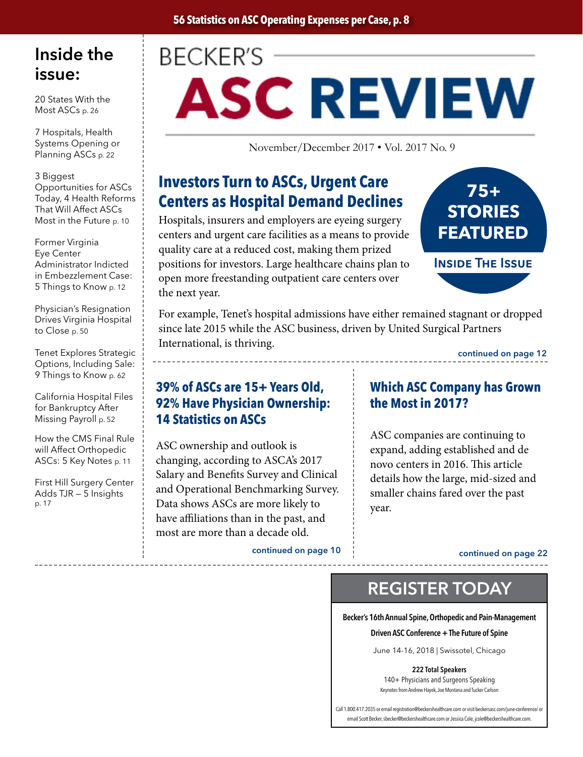**56 Statistics on ASC Operating Expenses per Case, p. 8**

# BECKER'S ASC REVIEW

November/December 2017 • Vol. 2017 No. 9

## Inside the issue:

20 States With the Most ASCs p. 26

7 Hospitals, Health Systems Opening or Planning ASCs p. 22

3 Biggest Opportunities for ASCs Today, 4 Health Reforms That Will Affect ASCs Most in the Future p. 10

Former Virginia Eye Center Administrator Indicted in Embezzlement Case: 5 Things to Know p. 12

Physician's Resignation Drives Virginia Hospital to Close p. 50

Tenet Explores Strategic Options, Including Sale: 9 Things to Know p. 62

California Hospital Files for Bankruptcy After Missing Payroll p. 52

How the CMS Final Rule will Affect Orthopedic ASCs: 5 Key Notes p. 11

First Hill Surgery Center Adds TJR – 5 Insights p. 17

**75+ STORIES FEATURED INSIDE THE ISSUE**

## Investors Turn to ASCs, Urgent Care Centers as Hospital Demand Declines

Hospitals, insurers and employers are eyeing surgery centers and urgent care facilities as a means to provide quality care at a reduced cost, making them prized positions for investors. Large healthcare chains plan to open more freestanding outpatient care centers over the next year.

For example, Tenet's hospital admissions have either remained stagnant or dropped since late 2015 while the ASC business, driven by United Surgical Partners International, is thriving.

continued on page 12

## 39% of ASCs are 15+ Years Old, 92% Have Physician Ownership: 14 Statistics on ASCs

ASC ownership and outlook is changing, according to ASCA's 2017 Salary and Benefits Survey and Clinical and Operational Benchmarking Survey. Data shows ASCs are more likely to have affiliations than in the past, and most are more than a decade old.

continued on page 10

## Which ASC Company has Grown the Most in 2017?

ASC companies are continuing to expand, adding established and de novo centers in 2016. This article details how the large, mid-sized and smaller chains fared over the past year.

continued on page 22

## REGISTER TODAY

**Becker's 16th Annual Spine, Orthopedic and Pain-Management Driven ASC Conference + The Future of Spine**

June 14-16, 2018 | Swissotel, Chicago

**222 Total Speakers**

140+ Physicians and Surgeons Speaking

Keynotes from Andrew Hayek, Joe Montana and Tucker Carlson

Call 1.800.417.2035 or email registration@beckershealthcare.com or visit beckersasc.com/june-conference/ or email Scott Becker, sbecker@beckershealthcare.com or Jessica Cole, jcole@beckershealthcare.com.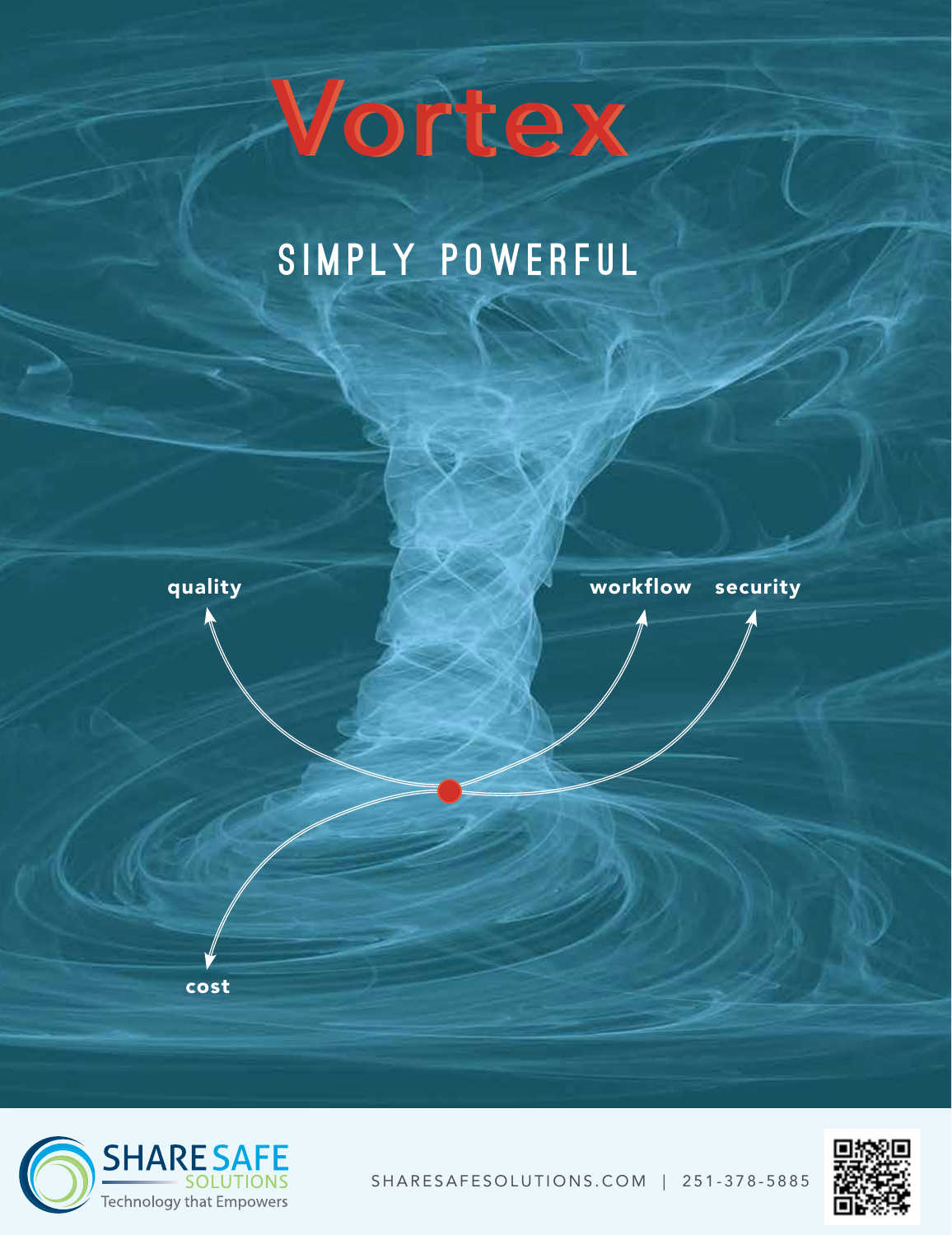# Vortex

## SIMPLY POWERFUL

quality

workflow

security

cost

SHARE SAFE SOLUTIONS
Technology that Empowers

SHARESAFESOLUTIONS.COM | 251-378-5885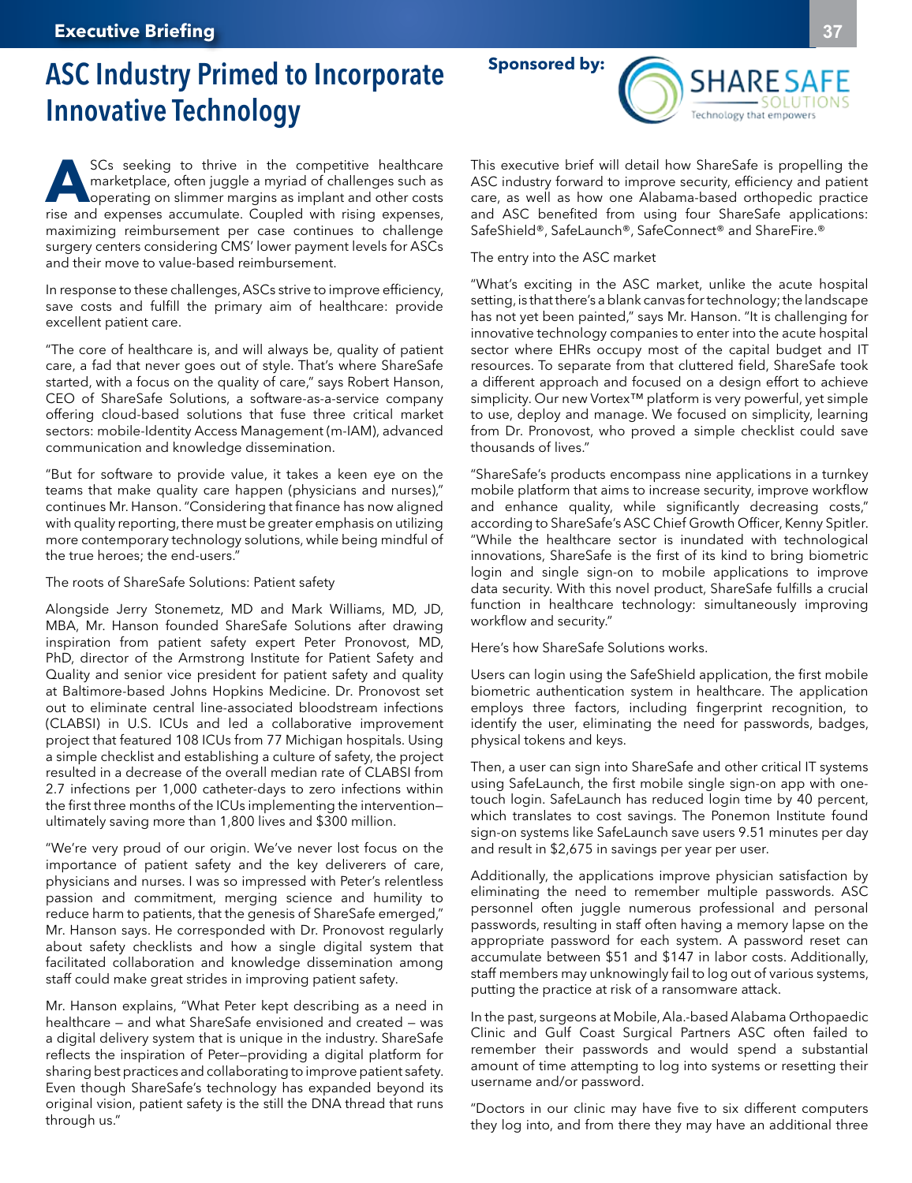# ASC Industry Primed to Incorporate Innovative Technology

**Sponsored by:** SHARESAFE SOLUTIONS — Technology that empowers

ASCs seeking to thrive in the competitive healthcare marketplace, often juggle a myriad of challenges such as operating on slimmer margins as implant and other costs rise and expenses accumulate. Coupled with rising expenses, maximizing reimbursement per case continues to challenge surgery centers considering CMS' lower payment levels for ASCs and their move to value-based reimbursement.

In response to these challenges, ASCs strive to improve efficiency, save costs and fulfill the primary aim of healthcare: provide excellent patient care.

"The core of healthcare is, and will always be, quality of patient care, a fad that never goes out of style. That's where ShareSafe started, with a focus on the quality of care," says Robert Hanson, CEO of ShareSafe Solutions, a software-as-a-service company offering cloud-based solutions that fuse three critical market sectors: mobile-Identity Access Management (m-IAM), advanced communication and knowledge dissemination.

"But for software to provide value, it takes a keen eye on the teams that make quality care happen (physicians and nurses)," continues Mr. Hanson. "Considering that finance has now aligned with quality reporting, there must be greater emphasis on utilizing more contemporary technology solutions, while being mindful of the true heroes; the end-users."

The roots of ShareSafe Solutions: Patient safety

Alongside Jerry Stonemetz, MD and Mark Williams, MD, JD, MBA, Mr. Hanson founded ShareSafe Solutions after drawing inspiration from patient safety expert Peter Pronovost, MD, PhD, director of the Armstrong Institute for Patient Safety and Quality and senior vice president for patient safety and quality at Baltimore-based Johns Hopkins Medicine. Dr. Pronovost set out to eliminate central line-associated bloodstream infections (CLABSI) in U.S. ICUs and led a collaborative improvement project that featured 108 ICUs from 77 Michigan hospitals. Using a simple checklist and establishing a culture of safety, the project resulted in a decrease of the overall median rate of CLABSI from 2.7 infections per 1,000 catheter-days to zero infections within the first three months of the ICUs implementing the intervention—ultimately saving more than 1,800 lives and $300 million.

"We're very proud of our origin. We've never lost focus on the importance of patient safety and the key deliverers of care, physicians and nurses. I was so impressed with Peter's relentless passion and commitment, merging science and humility to reduce harm to patients, that the genesis of ShareSafe emerged," Mr. Hanson says. He corresponded with Dr. Pronovost regularly about safety checklists and how a single digital system that facilitated collaboration and knowledge dissemination among staff could make great strides in improving patient safety.

Mr. Hanson explains, "What Peter kept describing as a need in healthcare — and what ShareSafe envisioned and created — was a digital delivery system that is unique in the industry. ShareSafe reflects the inspiration of Peter—providing a digital platform for sharing best practices and collaborating to improve patient safety. Even though ShareSafe's technology has expanded beyond its original vision, patient safety is the still the DNA thread that runs through us."

This executive brief will detail how ShareSafe is propelling the ASC industry forward to improve security, efficiency and patient care, as well as how one Alabama-based orthopedic practice and ASC benefited from using four ShareSafe applications: SafeShield®, SafeLaunch®, SafeConnect® and ShareFire.®

The entry into the ASC market

"What's exciting in the ASC market, unlike the acute hospital setting, is that there's a blank canvas for technology; the landscape has not yet been painted," says Mr. Hanson. "It is challenging for innovative technology companies to enter into the acute hospital sector where EHRs occupy most of the capital budget and IT resources. To separate from that cluttered field, ShareSafe took a different approach and focused on a design effort to achieve simplicity. Our new Vortex™ platform is very powerful, yet simple to use, deploy and manage. We focused on simplicity, learning from Dr. Pronovost, who proved a simple checklist could save thousands of lives."

"ShareSafe's products encompass nine applications in a turnkey mobile platform that aims to increase security, improve workflow and enhance quality, while significantly decreasing costs," according to ShareSafe's ASC Chief Growth Officer, Kenny Spitler. "While the healthcare sector is inundated with technological innovations, ShareSafe is the first of its kind to bring biometric login and single sign-on to mobile applications to improve data security. With this novel product, ShareSafe fulfills a crucial function in healthcare technology: simultaneously improving workflow and security."

Here's how ShareSafe Solutions works.

Users can login using the SafeShield application, the first mobile biometric authentication system in healthcare. The application employs three factors, including fingerprint recognition, to identify the user, eliminating the need for passwords, badges, physical tokens and keys.

Then, a user can sign into ShareSafe and other critical IT systems using SafeLaunch, the first mobile single sign-on app with one-touch login. SafeLaunch has reduced login time by 40 percent, which translates to cost savings. The Ponemon Institute found sign-on systems like SafeLaunch save users 9.51 minutes per day and result in $2,675 in savings per year per user.

Additionally, the applications improve physician satisfaction by eliminating the need to remember multiple passwords. ASC personnel often juggle numerous professional and personal passwords, resulting in staff often having a memory lapse on the appropriate password for each system. A password reset can accumulate between $51 and $147 in labor costs. Additionally, staff members may unknowingly fail to log out of various systems, putting the practice at risk of a ransomware attack.

In the past, surgeons at Mobile, Ala.-based Alabama Orthopaedic Clinic and Gulf Coast Surgical Partners ASC often failed to remember their passwords and would spend a substantial amount of time attempting to log into systems or resetting their username and/or password.

"Doctors in our clinic may have five to six different computers they log into, and from there they may have an additional three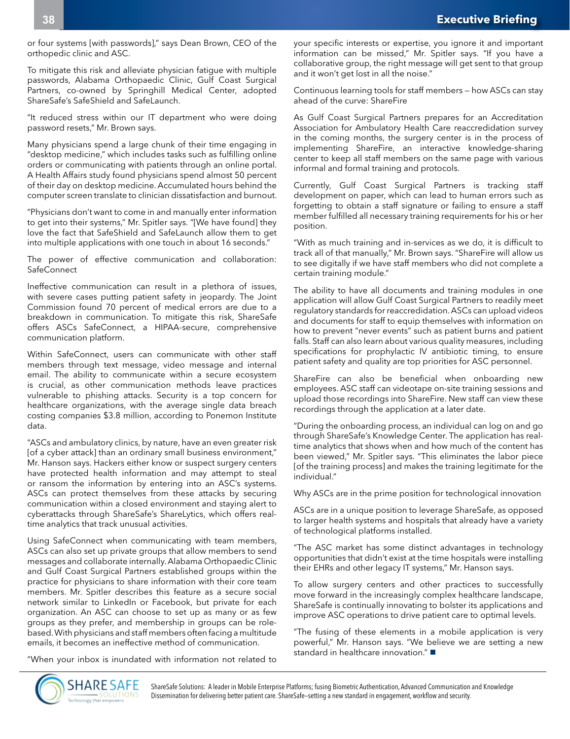or four systems [with passwords]," says Dean Brown, CEO of the orthopedic clinic and ASC.

To mitigate this risk and alleviate physician fatigue with multiple passwords, Alabama Orthopaedic Clinic, Gulf Coast Surgical Partners, co-owned by Springhill Medical Center, adopted ShareSafe's SafeShield and SafeLaunch.

"It reduced stress within our IT department who were doing password resets," Mr. Brown says.

Many physicians spend a large chunk of their time engaging in "desktop medicine," which includes tasks such as fulfilling online orders or communicating with patients through an online portal. A Health Affairs study found physicians spend almost 50 percent of their day on desktop medicine. Accumulated hours behind the computer screen translate to clinician dissatisfaction and burnout.

"Physicians don't want to come in and manually enter information to get into their systems," Mr. Spitler says. "[We have found] they love the fact that SafeShield and SafeLaunch allow them to get into multiple applications with one touch in about 16 seconds."

## The power of effective communication and collaboration: SafeConnect

Ineffective communication can result in a plethora of issues, with severe cases putting patient safety in jeopardy. The Joint Commission found 70 percent of medical errors are due to a breakdown in communication. To mitigate this risk, ShareSafe offers ASCs SafeConnect, a HIPAA-secure, comprehensive communication platform.

Within SafeConnect, users can communicate with other staff members through text message, video message and internal email. The ability to communicate within a secure ecosystem is crucial, as other communication methods leave practices vulnerable to phishing attacks. Security is a top concern for healthcare organizations, with the average single data breach costing companies $3.8 million, according to Ponemon Institute data.

"ASCs and ambulatory clinics, by nature, have an even greater risk [of a cyber attack] than an ordinary small business environment," Mr. Hanson says. Hackers either know or suspect surgery centers have protected health information and may attempt to steal or ransom the information by entering into an ASC's systems. ASCs can protect themselves from these attacks by securing communication within a closed environment and staying alert to cyberattacks through ShareSafe's ShareLytics, which offers real-time analytics that track unusual activities.

Using SafeConnect when communicating with team members, ASCs can also set up private groups that allow members to send messages and collaborate internally. Alabama Orthopaedic Clinic and Gulf Coast Surgical Partners established groups within the practice for physicians to share information with their core team members. Mr. Spitler describes this feature as a secure social network similar to LinkedIn or Facebook, but private for each organization. An ASC can choose to set up as many or as few groups as they prefer, and membership in groups can be role-based. With physicians and staff members often facing a multitude emails, it becomes an ineffective method of communication.

"When your inbox is inundated with information not related to your specific interests or expertise, you ignore it and important information can be missed," Mr. Spitler says. "If you have a collaborative group, the right message will get sent to that group and it won't get lost in all the noise."

## Continuous learning tools for staff members — how ASCs can stay ahead of the curve: ShareFire

As Gulf Coast Surgical Partners prepares for an Accreditation Association for Ambulatory Health Care reaccreditation survey in the coming months, the surgery center is in the process of implementing ShareFire, an interactive knowledge-sharing center to keep all staff members on the same page with various informal and formal training and protocols.

Currently, Gulf Coast Surgical Partners is tracking staff development on paper, which can lead to human errors such as forgetting to obtain a staff signature or failing to ensure a staff member fulfilled all necessary training requirements for his or her position.

"With as much training and in-services as we do, it is difficult to track all of that manually," Mr. Brown says. "ShareFire will allow us to see digitally if we have staff members who did not complete a certain training module."

The ability to have all documents and training modules in one application will allow Gulf Coast Surgical Partners to readily meet regulatory standards for reaccreditation. ASCs can upload videos and documents to equip themselves with information on how to prevent "never events" such as patient burns and patient falls. Staff can also learn about various quality measures, including specifications for prophylactic IV antibiotic timing, to ensure patient safety and quality are top priorities for ASC personnel.

ShareFire can also be beneficial when onboarding new employees. ASC staff can videotape on-site training sessions and upload those recordings into ShareFire. New staff can view these recordings through the application at a later date.

"During the onboarding process, an individual can log on and go through ShareSafe's Knowledge Center. The application has real-time analytics that shows when and how much of the content has been viewed," Mr. Spitler says. "This eliminates the labor piece [of the training process] and makes the training legitimate for the individual."

## Why ASCs are in the prime position for technological innovation

ASCs are in a unique position to leverage ShareSafe, as opposed to larger health systems and hospitals that already have a variety of technological platforms installed.

"The ASC market has some distinct advantages in technology opportunities that didn't exist at the time hospitals were installing their EHRs and other legacy IT systems," Mr. Hanson says.

To allow surgery centers and other practices to successfully move forward in the increasingly complex healthcare landscape, ShareSafe is continually innovating to bolster its applications and improve ASC operations to drive patient care to optimal levels.

"The fusing of these elements in a mobile application is very powerful," Mr. Hanson says. "We believe we are setting a new standard in healthcare innovation." ■

ShareSafe Solutions: A leader in Mobile Enterprise Platforms; fusing Biometric Authentication, Advanced Communication and Knowledge Dissemination for delivering better patient care. ShareSafe–setting a new standard in engagement, workflow and security.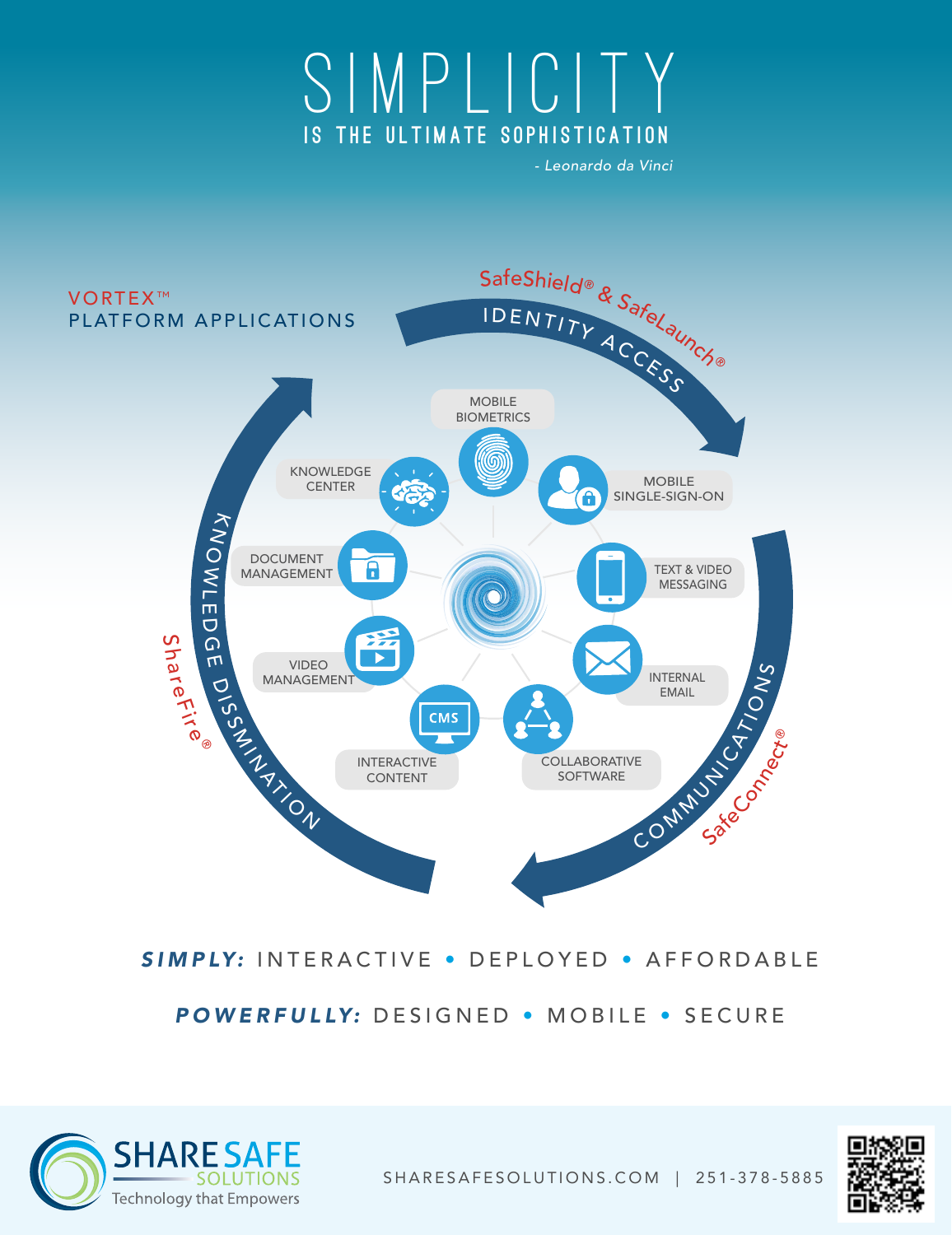# SIMPLICITY

## IS THE ULTIMATE SOPHISTICATION

*- Leonardo da Vinci*

VORTEX™
PLATFORM APPLICATIONS

SafeShield® & SafeLaunch®
IDENTITY ACCESS

MOBILE BIOMETRICS

MOBILE SINGLE-SIGN-ON

TEXT & VIDEO MESSAGING

INTERNAL EMAIL

COLLABORATIVE SOFTWARE

COMMUNICATIONS
SafeConnect®

INTERACTIVE CONTENT

VIDEO MANAGEMENT

DOCUMENT MANAGEMENT

KNOWLEDGE CENTER

KNOWLEDGE DISSEMINATION
ShareFire®

CMS

***SIMPLY:*** INTERACTIVE • DEPLOYED • AFFORDABLE

***POWERFULLY:*** DESIGNED • MOBILE • SECURE

SHARE SAFE SOLUTIONS
Technology that Empowers

SHARESAFESOLUTIONS.COM | 251-378-5885